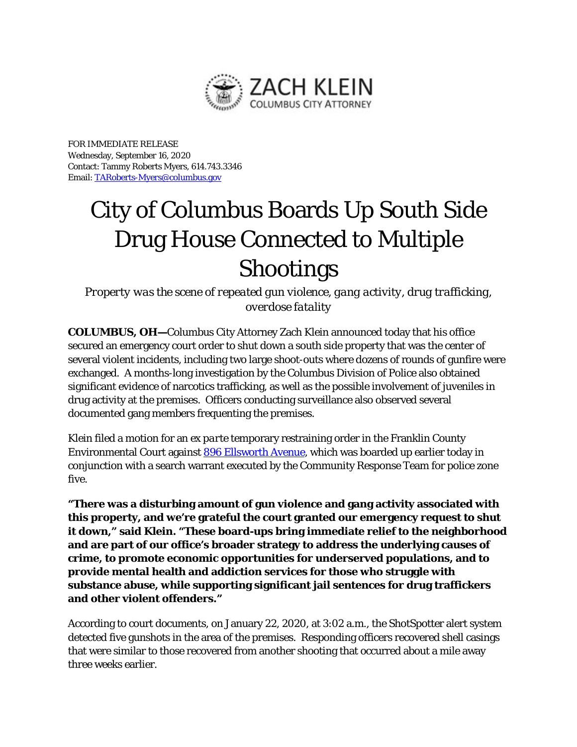ZACH KLEIN
COLUMBUS CITY ATTORNEY

FOR IMMEDIATE RELEASE
Wednesday, September 16, 2020
Contact: Tammy Roberts Myers, 614.743.3346
Email: [TARoberts-Myers@columbus.gov](mailto:TARoberts-Myers@columbus.gov)

# City of Columbus Boards Up South Side Drug House Connected to Multiple Shootings

*Property was the scene of repeated gun violence, gang activity, drug trafficking, overdose fatality*

**COLUMBUS, OH—**Columbus City Attorney Zach Klein announced today that his office secured an emergency court order to shut down a south side property that was the center of several violent incidents, including two large shoot-outs where dozens of rounds of gunfire were exchanged. A months-long investigation by the Columbus Division of Police also obtained significant evidence of narcotics trafficking, as well as the possible involvement of juveniles in drug activity at the premises. Officers conducting surveillance also observed several documented gang members frequenting the premises.

Klein filed a motion for an *ex parte* temporary restraining order in the Franklin County Environmental Court against 896 Ellsworth Avenue, which was boarded up earlier today in conjunction with a search warrant executed by the Community Response Team for police zone five.

**"There was a disturbing amount of gun violence and gang activity associated with this property, and we're grateful the court granted our emergency request to shut it down," said Klein. "These board-ups bring immediate relief to the neighborhood and are part of our office's broader strategy to address the underlying causes of crime, to promote economic opportunities for underserved populations, and to provide mental health and addiction services for those who struggle with substance abuse, while supporting significant jail sentences for drug traffickers and other violent offenders."**

According to court documents, on January 22, 2020, at 3:02 a.m., the ShotSpotter alert system detected five gunshots in the area of the premises. Responding officers recovered shell casings that were similar to those recovered from another shooting that occurred about a mile away three weeks earlier.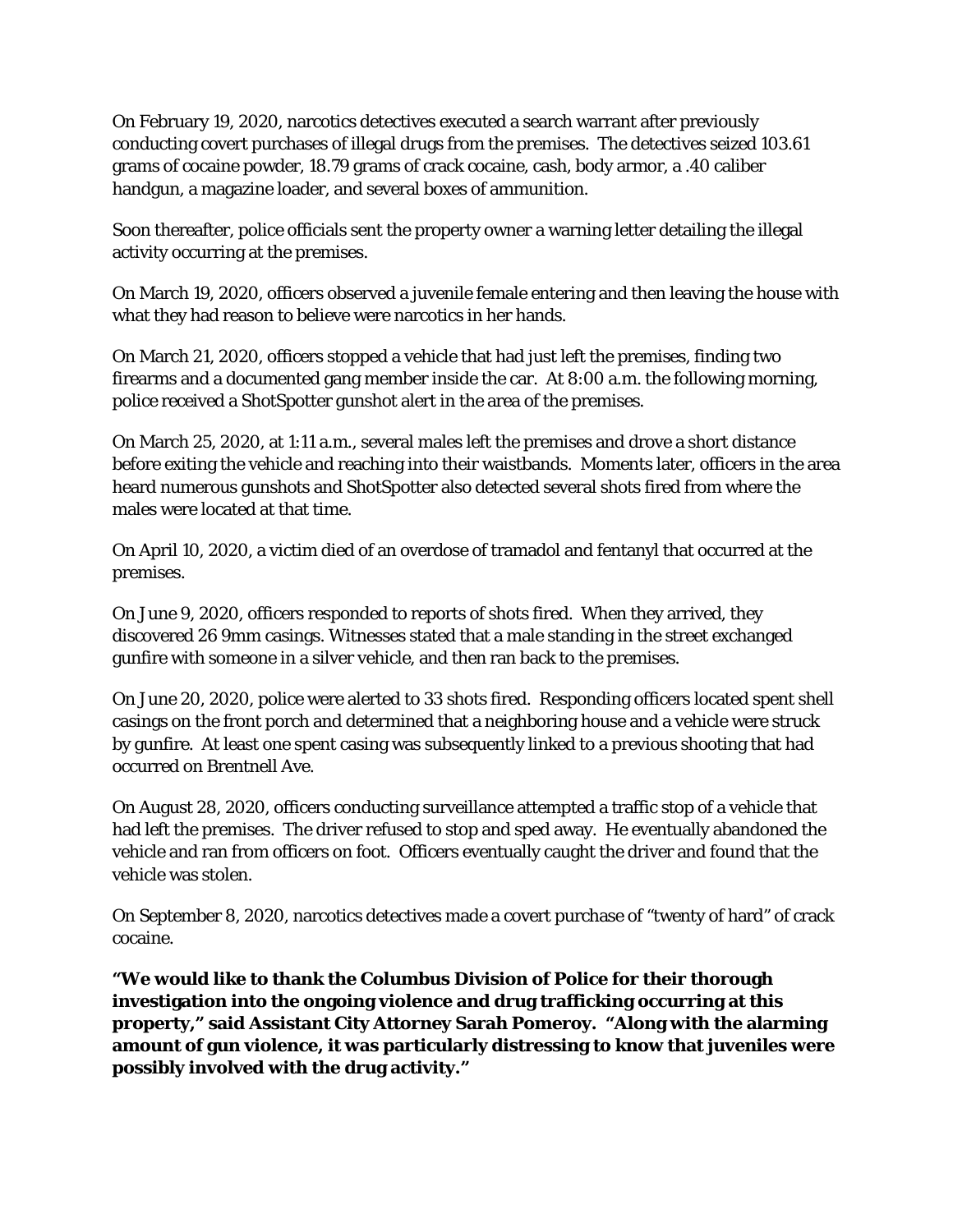On February 19, 2020, narcotics detectives executed a search warrant after previously conducting covert purchases of illegal drugs from the premises. The detectives seized 103.61 grams of cocaine powder, 18.79 grams of crack cocaine, cash, body armor, a .40 caliber handgun, a magazine loader, and several boxes of ammunition.

Soon thereafter, police officials sent the property owner a warning letter detailing the illegal activity occurring at the premises.

On March 19, 2020, officers observed a juvenile female entering and then leaving the house with what they had reason to believe were narcotics in her hands.

On March 21, 2020, officers stopped a vehicle that had just left the premises, finding two firearms and a documented gang member inside the car. At 8:00 a.m. the following morning, police received a ShotSpotter gunshot alert in the area of the premises.

On March 25, 2020, at 1:11 a.m., several males left the premises and drove a short distance before exiting the vehicle and reaching into their waistbands. Moments later, officers in the area heard numerous gunshots and ShotSpotter also detected several shots fired from where the males were located at that time.

On April 10, 2020, a victim died of an overdose of tramadol and fentanyl that occurred at the premises.

On June 9, 2020, officers responded to reports of shots fired. When they arrived, they discovered 26 9mm casings. Witnesses stated that a male standing in the street exchanged gunfire with someone in a silver vehicle, and then ran back to the premises.

On June 20, 2020, police were alerted to 33 shots fired. Responding officers located spent shell casings on the front porch and determined that a neighboring house and a vehicle were struck by gunfire. At least one spent casing was subsequently linked to a previous shooting that had occurred on Brentnell Ave.

On August 28, 2020, officers conducting surveillance attempted a traffic stop of a vehicle that had left the premises. The driver refused to stop and sped away. He eventually abandoned the vehicle and ran from officers on foot. Officers eventually caught the driver and found that the vehicle was stolen.

On September 8, 2020, narcotics detectives made a covert purchase of "twenty of hard" of crack cocaine.

**"We would like to thank the Columbus Division of Police for their thorough investigation into the ongoing violence and drug trafficking occurring at this property," said Assistant City Attorney Sarah Pomeroy. "Along with the alarming amount of gun violence, it was particularly distressing to know that juveniles were possibly involved with the drug activity."**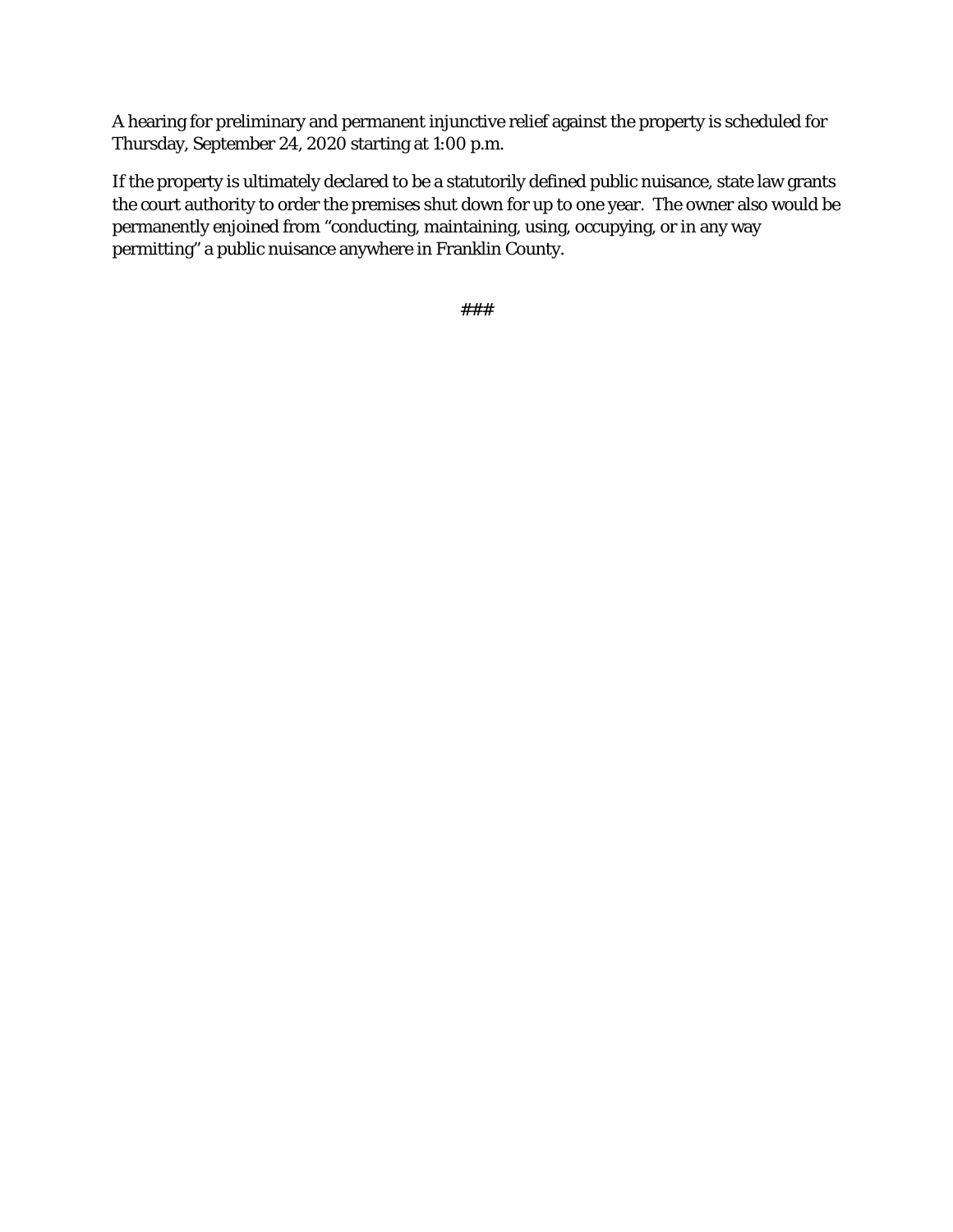A hearing for preliminary and permanent injunctive relief against the property is scheduled for Thursday, September 24, 2020 starting at 1:00 p.m.

If the property is ultimately declared to be a statutorily defined public nuisance, state law grants the court authority to order the premises shut down for up to one year. The owner also would be permanently enjoined from "conducting, maintaining, using, occupying, or in any way permitting" a public nuisance anywhere in Franklin County.

###